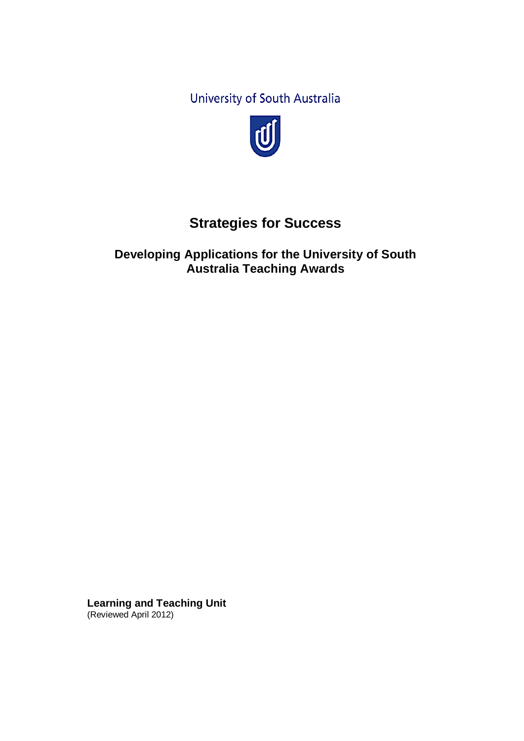University of South Australia

# Strategies for Success

## Developing Applications for the University of South Australia Teaching Awards

**Learning and Teaching Unit**
(Reviewed April 2012)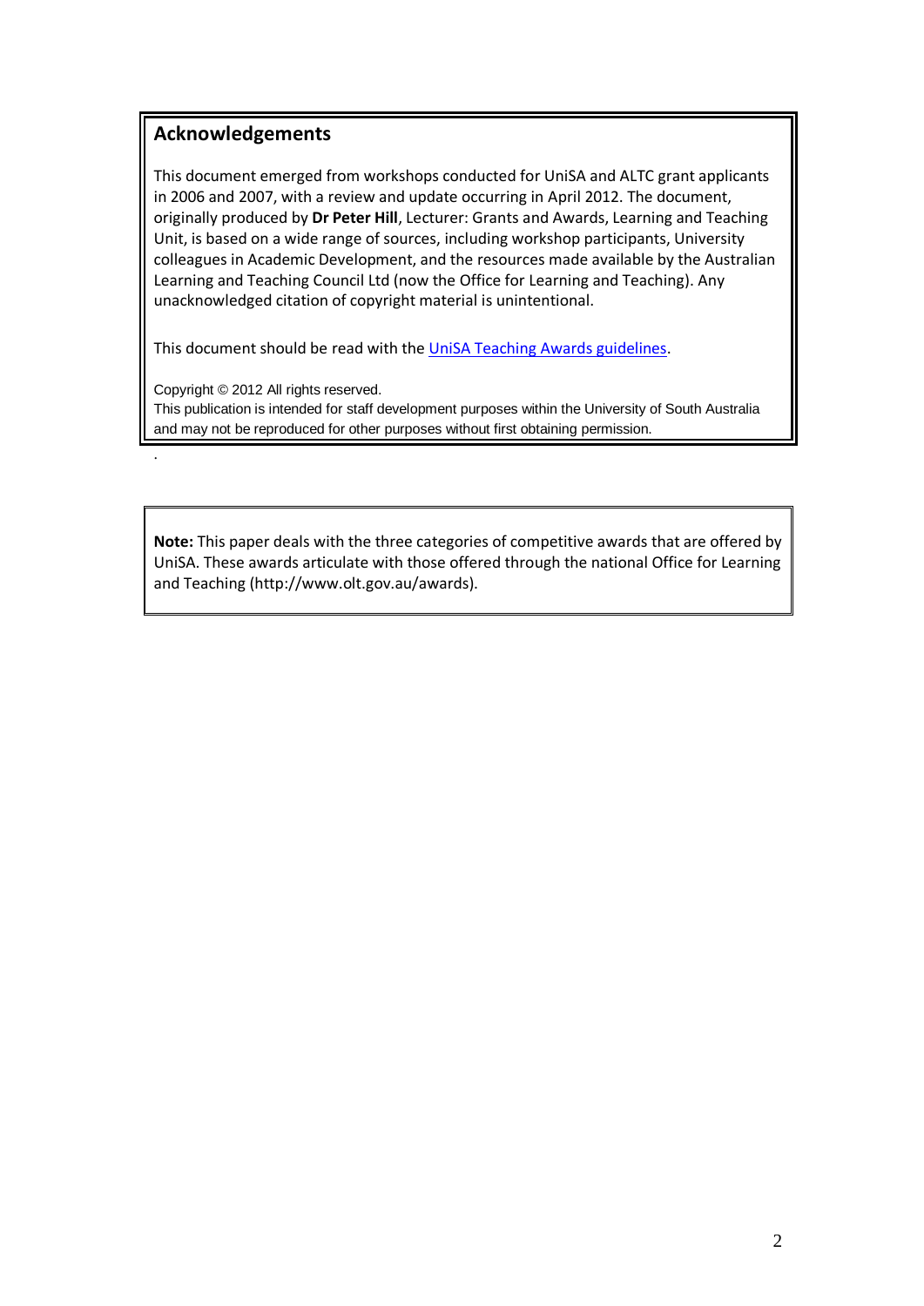## Acknowledgements

This document emerged from workshops conducted for UniSA and ALTC grant applicants in 2006 and 2007, with a review and update occurring in April 2012. The document, originally produced by **Dr Peter Hill**, Lecturer: Grants and Awards, Learning and Teaching Unit, is based on a wide range of sources, including workshop participants, University colleagues in Academic Development, and the resources made available by the Australian Learning and Teaching Council Ltd (now the Office for Learning and Teaching). Any unacknowledged citation of copyright material is unintentional.

This document should be read with the UniSA Teaching Awards guidelines.

Copyright © 2012 All rights reserved.
This publication is intended for staff development purposes within the University of South Australia and may not be reproduced for other purposes without first obtaining permission.

**Note:** This paper deals with the three categories of competitive awards that are offered by UniSA. These awards articulate with those offered through the national Office for Learning and Teaching (http://www.olt.gov.au/awards).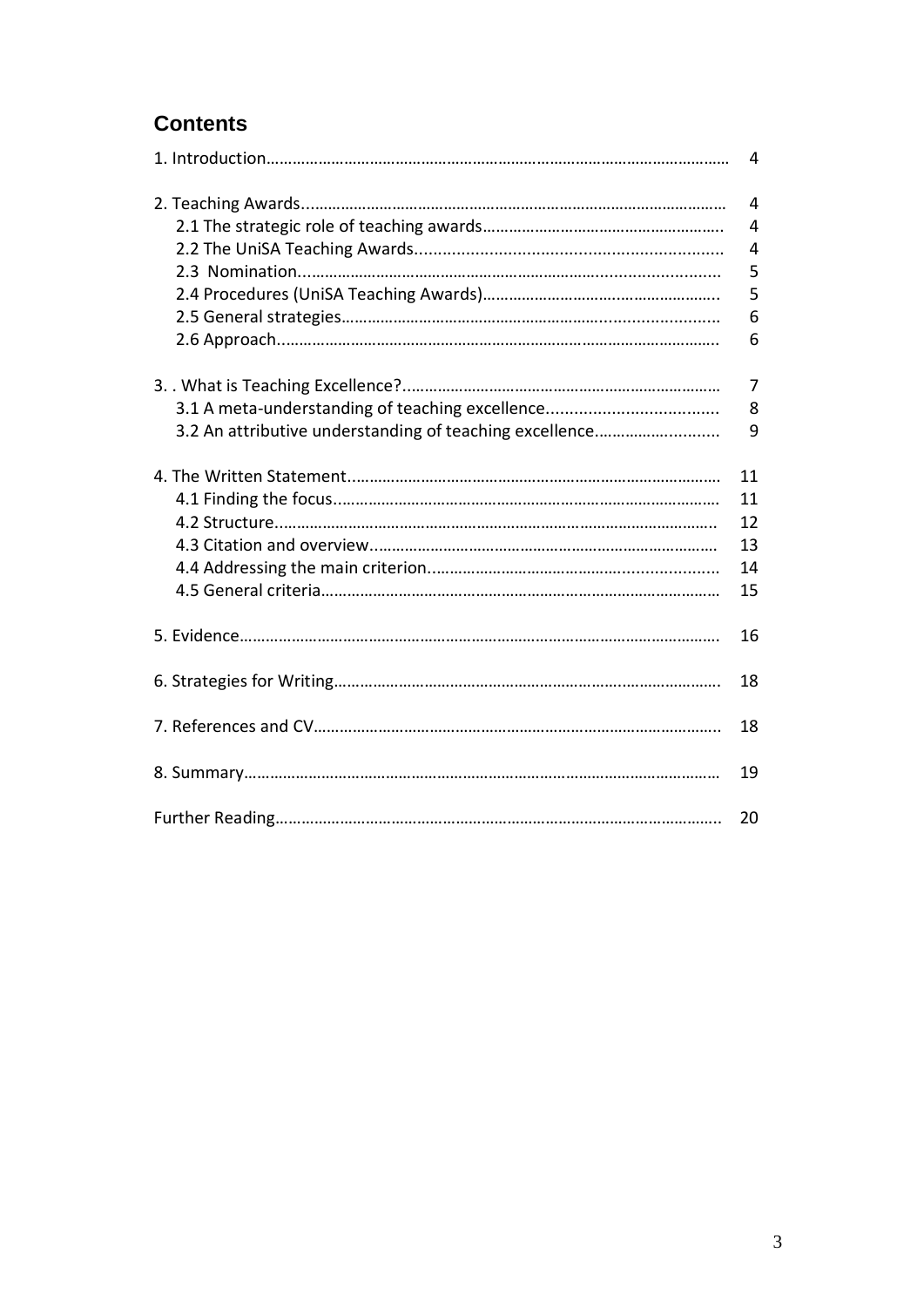## Contents

| | |
|---|---|
| 1. Introduction | 4 |
| 2. Teaching Awards | 4 |
| 2.1 The strategic role of teaching awards | 4 |
| 2.2 The UniSA Teaching Awards | 4 |
| 2.3 Nomination | 5 |
| 2.4 Procedures (UniSA Teaching Awards) | 5 |
| 2.5 General strategies | 6 |
| 2.6 Approach | 6 |
| 3. . What is Teaching Excellence? | 7 |
| 3.1 A meta-understanding of teaching excellence | 8 |
| 3.2 An attributive understanding of teaching excellence | 9 |
| 4. The Written Statement | 11 |
| 4.1 Finding the focus | 11 |
| 4.2 Structure | 12 |
| 4.3 Citation and overview | 13 |
| 4.4 Addressing the main criterion | 14 |
| 4.5 General criteria | 15 |
| 5. Evidence | 16 |
| 6. Strategies for Writing | 18 |
| 7. References and CV | 18 |
| 8. Summary | 19 |
| Further Reading | 20 |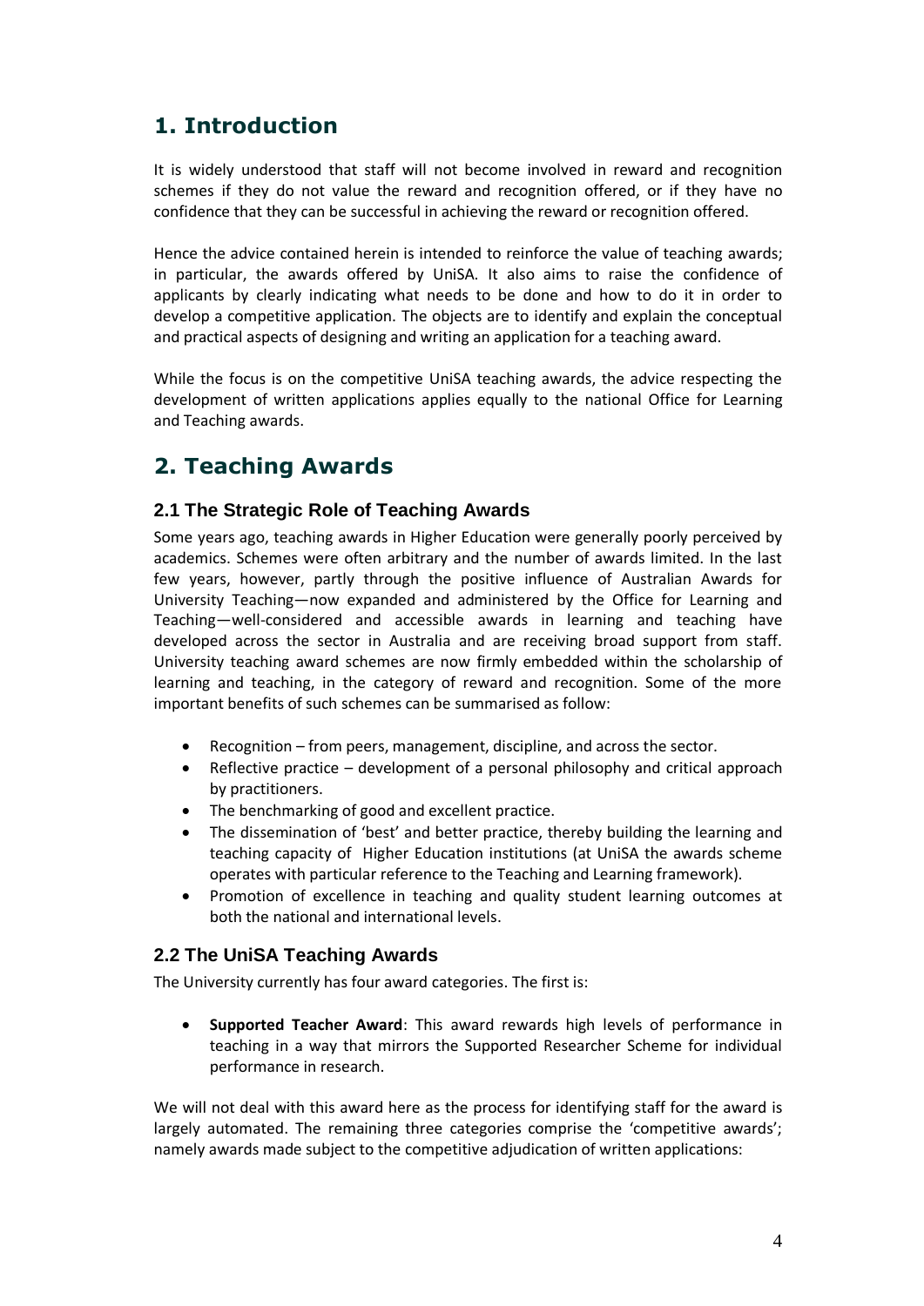# 1. Introduction

It is widely understood that staff will not become involved in reward and recognition schemes if they do not value the reward and recognition offered, or if they have no confidence that they can be successful in achieving the reward or recognition offered.

Hence the advice contained herein is intended to reinforce the value of teaching awards; in particular, the awards offered by UniSA. It also aims to raise the confidence of applicants by clearly indicating what needs to be done and how to do it in order to develop a competitive application. The objects are to identify and explain the conceptual and practical aspects of designing and writing an application for a teaching award.

While the focus is on the competitive UniSA teaching awards, the advice respecting the development of written applications applies equally to the national Office for Learning and Teaching awards.

# 2. Teaching Awards

## 2.1 The Strategic Role of Teaching Awards

Some years ago, teaching awards in Higher Education were generally poorly perceived by academics. Schemes were often arbitrary and the number of awards limited. In the last few years, however, partly through the positive influence of Australian Awards for University Teaching—now expanded and administered by the Office for Learning and Teaching—well-considered and accessible awards in learning and teaching have developed across the sector in Australia and are receiving broad support from staff. University teaching award schemes are now firmly embedded within the scholarship of learning and teaching, in the category of reward and recognition. Some of the more important benefits of such schemes can be summarised as follow:

- Recognition – from peers, management, discipline, and across the sector.
- Reflective practice – development of a personal philosophy and critical approach by practitioners.
- The benchmarking of good and excellent practice.
- The dissemination of 'best' and better practice, thereby building the learning and teaching capacity of Higher Education institutions (at UniSA the awards scheme operates with particular reference to the Teaching and Learning framework).
- Promotion of excellence in teaching and quality student learning outcomes at both the national and international levels.

## 2.2 The UniSA Teaching Awards

The University currently has four award categories. The first is:

- **Supported Teacher Award**: This award rewards high levels of performance in teaching in a way that mirrors the Supported Researcher Scheme for individual performance in research.

We will not deal with this award here as the process for identifying staff for the award is largely automated. The remaining three categories comprise the 'competitive awards'; namely awards made subject to the competitive adjudication of written applications: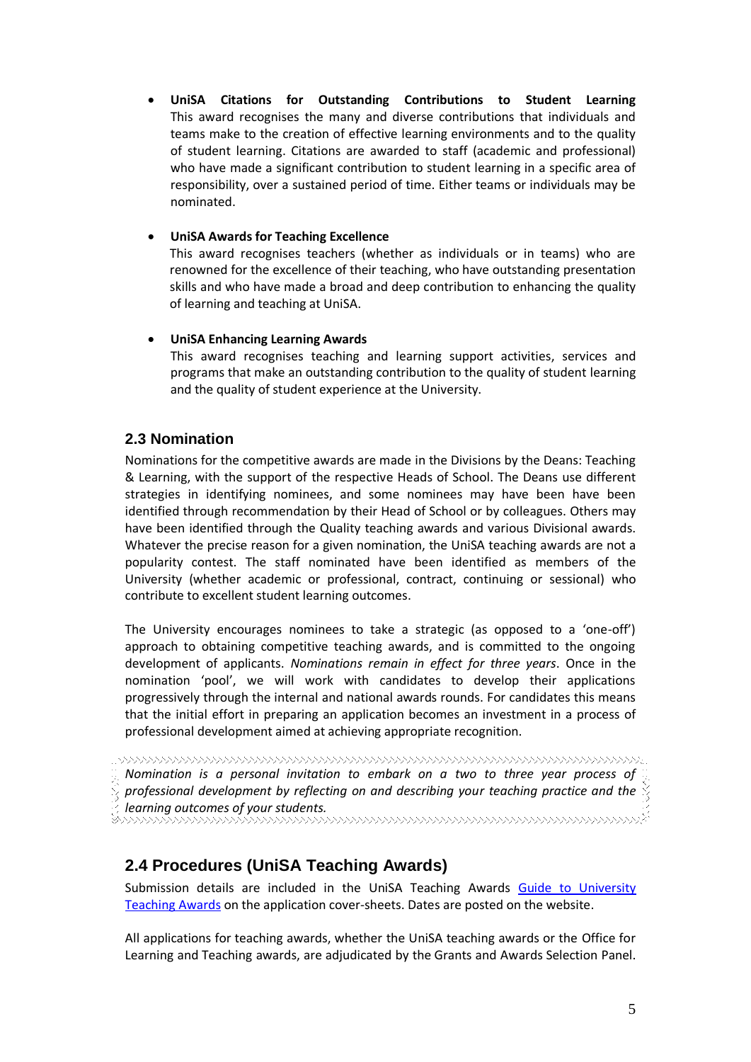- **UniSA Citations for Outstanding Contributions to Student Learning**
  This award recognises the many and diverse contributions that individuals and teams make to the creation of effective learning environments and to the quality of student learning. Citations are awarded to staff (academic and professional) who have made a significant contribution to student learning in a specific area of responsibility, over a sustained period of time. Either teams or individuals may be nominated.

- **UniSA Awards for Teaching Excellence**
  This award recognises teachers (whether as individuals or in teams) who are renowned for the excellence of their teaching, who have outstanding presentation skills and who have made a broad and deep contribution to enhancing the quality of learning and teaching at UniSA.

- **UniSA Enhancing Learning Awards**
  This award recognises teaching and learning support activities, services and programs that make an outstanding contribution to the quality of student learning and the quality of student experience at the University.

## 2.3 Nomination

Nominations for the competitive awards are made in the Divisions by the Deans: Teaching & Learning, with the support of the respective Heads of School. The Deans use different strategies in identifying nominees, and some nominees may have been have been identified through recommendation by their Head of School or by colleagues. Others may have been identified through the Quality teaching awards and various Divisional awards. Whatever the precise reason for a given nomination, the UniSA teaching awards are not a popularity contest. The staff nominated have been identified as members of the University (whether academic or professional, contract, continuing or sessional) who contribute to excellent student learning outcomes.

The University encourages nominees to take a strategic (as opposed to a 'one-off') approach to obtaining competitive teaching awards, and is committed to the ongoing development of applicants. *Nominations remain in effect for three years*. Once in the nomination 'pool', we will work with candidates to develop their applications progressively through the internal and national awards rounds. For candidates this means that the initial effort in preparing an application becomes an investment in a process of professional development aimed at achieving appropriate recognition.

*Nomination is a personal invitation to embark on a two to three year process of professional development by reflecting on and describing your teaching practice and the learning outcomes of your students.*

## 2.4 Procedures (UniSA Teaching Awards)

Submission details are included in the UniSA Teaching Awards Guide to University Teaching Awards on the application cover-sheets. Dates are posted on the website.

All applications for teaching awards, whether the UniSA teaching awards or the Office for Learning and Teaching awards, are adjudicated by the Grants and Awards Selection Panel.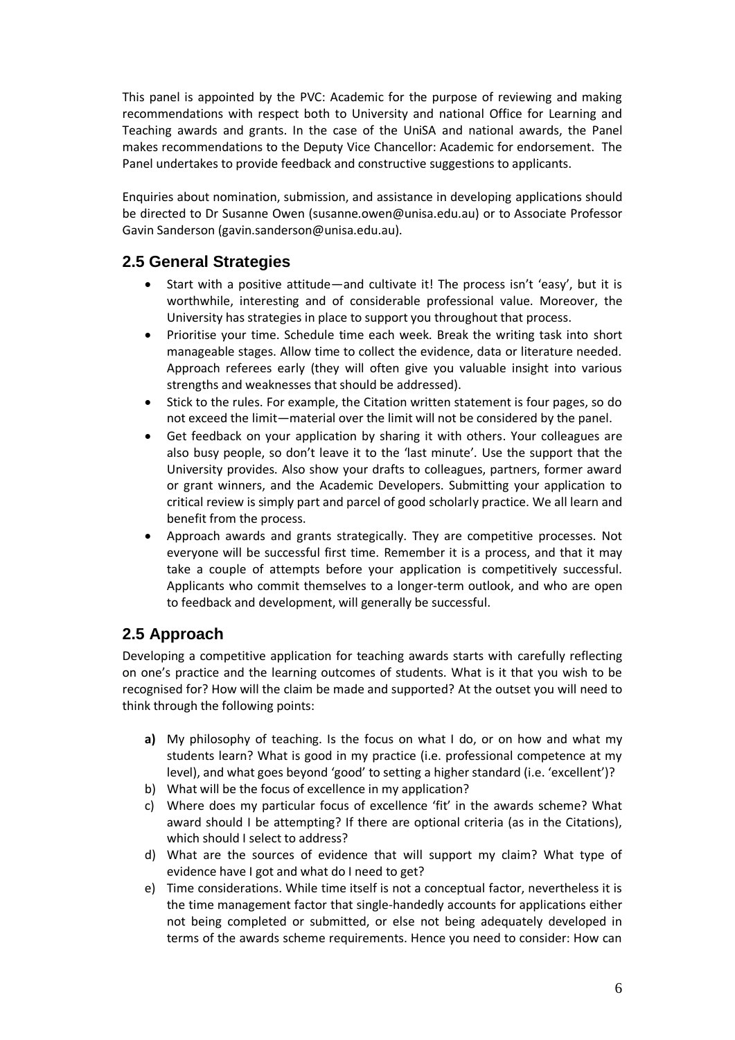This panel is appointed by the PVC: Academic for the purpose of reviewing and making recommendations with respect both to University and national Office for Learning and Teaching awards and grants. In the case of the UniSA and national awards, the Panel makes recommendations to the Deputy Vice Chancellor: Academic for endorsement. The Panel undertakes to provide feedback and constructive suggestions to applicants.

Enquiries about nomination, submission, and assistance in developing applications should be directed to Dr Susanne Owen (susanne.owen@unisa.edu.au) or to Associate Professor Gavin Sanderson (gavin.sanderson@unisa.edu.au).

## 2.5 General Strategies

- Start with a positive attitude—and cultivate it! The process isn't 'easy', but it is worthwhile, interesting and of considerable professional value. Moreover, the University has strategies in place to support you throughout that process.
- Prioritise your time. Schedule time each week. Break the writing task into short manageable stages. Allow time to collect the evidence, data or literature needed. Approach referees early (they will often give you valuable insight into various strengths and weaknesses that should be addressed).
- Stick to the rules. For example, the Citation written statement is four pages, so do not exceed the limit—material over the limit will not be considered by the panel.
- Get feedback on your application by sharing it with others. Your colleagues are also busy people, so don't leave it to the 'last minute'. Use the support that the University provides. Also show your drafts to colleagues, partners, former award or grant winners, and the Academic Developers. Submitting your application to critical review is simply part and parcel of good scholarly practice. We all learn and benefit from the process.
- Approach awards and grants strategically. They are competitive processes. Not everyone will be successful first time. Remember it is a process, and that it may take a couple of attempts before your application is competitively successful. Applicants who commit themselves to a longer-term outlook, and who are open to feedback and development, will generally be successful.

## 2.5 Approach

Developing a competitive application for teaching awards starts with carefully reflecting on one's practice and the learning outcomes of students. What is it that you wish to be recognised for? How will the claim be made and supported? At the outset you will need to think through the following points:

**a)** My philosophy of teaching. Is the focus on what I do, or on how and what my students learn? What is good in my practice (i.e. professional competence at my level), and what goes beyond 'good' to setting a higher standard (i.e. 'excellent')?

b) What will be the focus of excellence in my application?

c) Where does my particular focus of excellence 'fit' in the awards scheme? What award should I be attempting? If there are optional criteria (as in the Citations), which should I select to address?

d) What are the sources of evidence that will support my claim? What type of evidence have I got and what do I need to get?

e) Time considerations. While time itself is not a conceptual factor, nevertheless it is the time management factor that single-handedly accounts for applications either not being completed or submitted, or else not being adequately developed in terms of the awards scheme requirements. Hence you need to consider: How can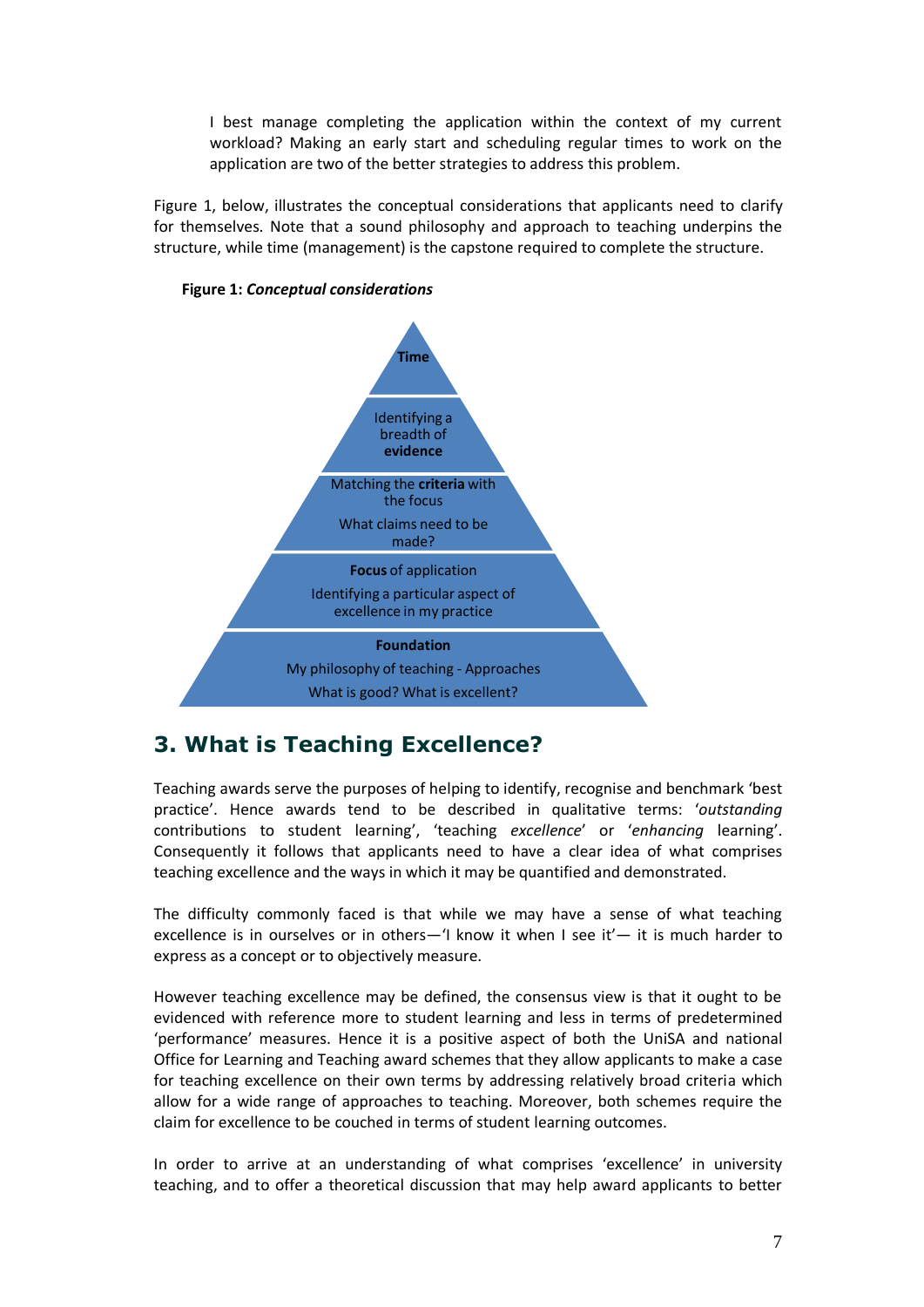I best manage completing the application within the context of my current workload? Making an early start and scheduling regular times to work on the application are two of the better strategies to address this problem.

Figure 1, below, illustrates the conceptual considerations that applicants need to clarify for themselves. Note that a sound philosophy and approach to teaching underpins the structure, while time (management) is the capstone required to complete the structure.

**Figure 1:** ***Conceptual considerations***

**Time**

Identifying a breadth of **evidence**

Matching the **criteria** with the focus

What claims need to be made?

**Focus** of application

Identifying a particular aspect of excellence in my practice

**Foundation**

My philosophy of teaching - Approaches

What is good? What is excellent?

## 3. What is Teaching Excellence?

Teaching awards serve the purposes of helping to identify, recognise and benchmark 'best practice'. Hence awards tend to be described in qualitative terms: '*outstanding* contributions to student learning', 'teaching *excellence*' or '*enhancing* learning'. Consequently it follows that applicants need to have a clear idea of what comprises teaching excellence and the ways in which it may be quantified and demonstrated.

The difficulty commonly faced is that while we may have a sense of what teaching excellence is in ourselves or in others—'I know it when I see it'— it is much harder to express as a concept or to objectively measure.

However teaching excellence may be defined, the consensus view is that it ought to be evidenced with reference more to student learning and less in terms of predetermined 'performance' measures. Hence it is a positive aspect of both the UniSA and national Office for Learning and Teaching award schemes that they allow applicants to make a case for teaching excellence on their own terms by addressing relatively broad criteria which allow for a wide range of approaches to teaching. Moreover, both schemes require the claim for excellence to be couched in terms of student learning outcomes.

In order to arrive at an understanding of what comprises 'excellence' in university teaching, and to offer a theoretical discussion that may help award applicants to better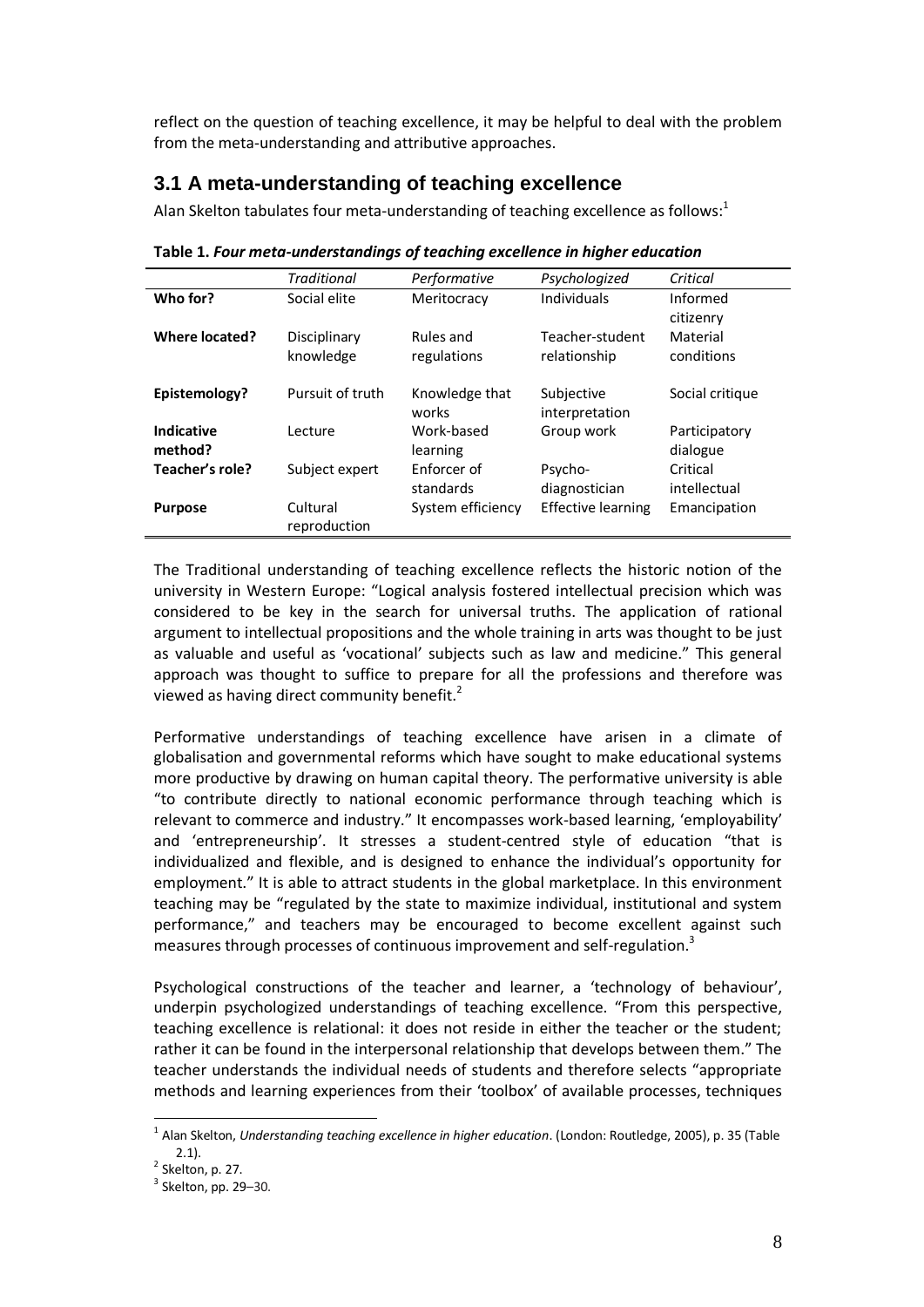reflect on the question of teaching excellence, it may be helpful to deal with the problem from the meta-understanding and attributive approaches.

## 3.1 A meta-understanding of teaching excellence

Alan Skelton tabulates four meta-understanding of teaching excellence as follows:[1]

**Table 1.** ***Four meta-understandings of teaching excellence in higher education***

| | *Traditional* | *Performative* | *Psychologized* | *Critical* |
|---|---|---|---|---|
| **Who for?** | Social elite | Meritocracy | Individuals | Informed citizenry |
| **Where located?** | Disciplinary knowledge | Rules and regulations | Teacher-student relationship | Material conditions |
| **Epistemology?** | Pursuit of truth | Knowledge that works | Subjective interpretation | Social critique |
| **Indicative method?** | Lecture | Work-based learning | Group work | Participatory dialogue |
| **Teacher's role?** | Subject expert | Enforcer of standards | Psycho-diagnostician | Critical intellectual |
| **Purpose** | Cultural reproduction | System efficiency | Effective learning | Emancipation |

The Traditional understanding of teaching excellence reflects the historic notion of the university in Western Europe: "Logical analysis fostered intellectual precision which was considered to be key in the search for universal truths. The application of rational argument to intellectual propositions and the whole training in arts was thought to be just as valuable and useful as 'vocational' subjects such as law and medicine." This general approach was thought to suffice to prepare for all the professions and therefore was viewed as having direct community benefit.[2]

Performative understandings of teaching excellence have arisen in a climate of globalisation and governmental reforms which have sought to make educational systems more productive by drawing on human capital theory. The performative university is able "to contribute directly to national economic performance through teaching which is relevant to commerce and industry." It encompasses work-based learning, 'employability' and 'entrepreneurship'. It stresses a student-centred style of education "that is individualized and flexible, and is designed to enhance the individual's opportunity for employment." It is able to attract students in the global marketplace. In this environment teaching may be "regulated by the state to maximize individual, institutional and system performance," and teachers may be encouraged to become excellent against such measures through processes of continuous improvement and self-regulation.[3]

Psychological constructions of the teacher and learner, a 'technology of behaviour', underpin psychologized understandings of teaching excellence. "From this perspective, teaching excellence is relational: it does not reside in either the teacher or the student; rather it can be found in the interpersonal relationship that develops between them." The teacher understands the individual needs of students and therefore selects "appropriate methods and learning experiences from their 'toolbox' of available processes, techniques

---

[1] Alan Skelton, *Understanding teaching excellence in higher education*. (London: Routledge, 2005), p. 35 (Table 2.1).

[2] Skelton, p. 27.

[3] Skelton, pp. 29–30.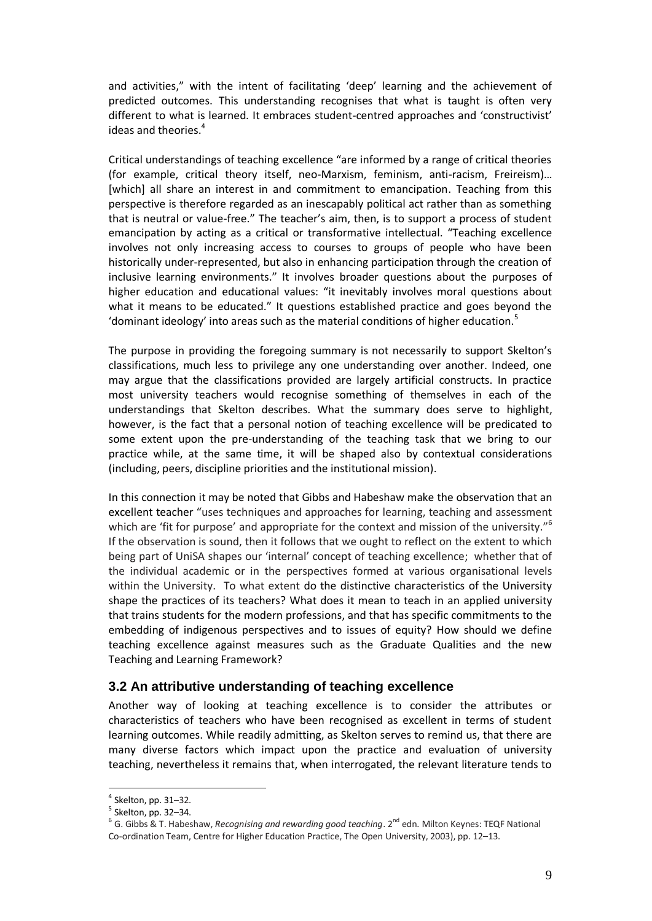and activities," with the intent of facilitating 'deep' learning and the achievement of predicted outcomes. This understanding recognises that what is taught is often very different to what is learned. It embraces student-centred approaches and 'constructivist' ideas and theories.[4]

Critical understandings of teaching excellence "are informed by a range of critical theories (for example, critical theory itself, neo-Marxism, feminism, anti-racism, Freireism)… [which] all share an interest in and commitment to emancipation. Teaching from this perspective is therefore regarded as an inescapably political act rather than as something that is neutral or value-free." The teacher's aim, then, is to support a process of student emancipation by acting as a critical or transformative intellectual. "Teaching excellence involves not only increasing access to courses to groups of people who have been historically under-represented, but also in enhancing participation through the creation of inclusive learning environments." It involves broader questions about the purposes of higher education and educational values: "it inevitably involves moral questions about what it means to be educated." It questions established practice and goes beyond the 'dominant ideology' into areas such as the material conditions of higher education.[5]

The purpose in providing the foregoing summary is not necessarily to support Skelton's classifications, much less to privilege any one understanding over another. Indeed, one may argue that the classifications provided are largely artificial constructs. In practice most university teachers would recognise something of themselves in each of the understandings that Skelton describes. What the summary does serve to highlight, however, is the fact that a personal notion of teaching excellence will be predicated to some extent upon the pre-understanding of the teaching task that we bring to our practice while, at the same time, it will be shaped also by contextual considerations (including, peers, discipline priorities and the institutional mission).

In this connection it may be noted that Gibbs and Habeshaw make the observation that an excellent teacher "uses techniques and approaches for learning, teaching and assessment which are 'fit for purpose' and appropriate for the context and mission of the university."[6] If the observation is sound, then it follows that we ought to reflect on the extent to which being part of UniSA shapes our 'internal' concept of teaching excellence; whether that of the individual academic or in the perspectives formed at various organisational levels within the University. To what extent do the distinctive characteristics of the University shape the practices of its teachers? What does it mean to teach in an applied university that trains students for the modern professions, and that has specific commitments to the embedding of indigenous perspectives and to issues of equity? How should we define teaching excellence against measures such as the Graduate Qualities and the new Teaching and Learning Framework?

## 3.2 An attributive understanding of teaching excellence

Another way of looking at teaching excellence is to consider the attributes or characteristics of teachers who have been recognised as excellent in terms of student learning outcomes. While readily admitting, as Skelton serves to remind us, that there are many diverse factors which impact upon the practice and evaluation of university teaching, nevertheless it remains that, when interrogated, the relevant literature tends to

---

[4] Skelton, pp. 31–32.

[5] Skelton, pp. 32–34.

[6] G. Gibbs & T. Habeshaw, *Recognising and rewarding good teaching*. 2nd edn. Milton Keynes: TEQF National Co-ordination Team, Centre for Higher Education Practice, The Open University, 2003), pp. 12–13.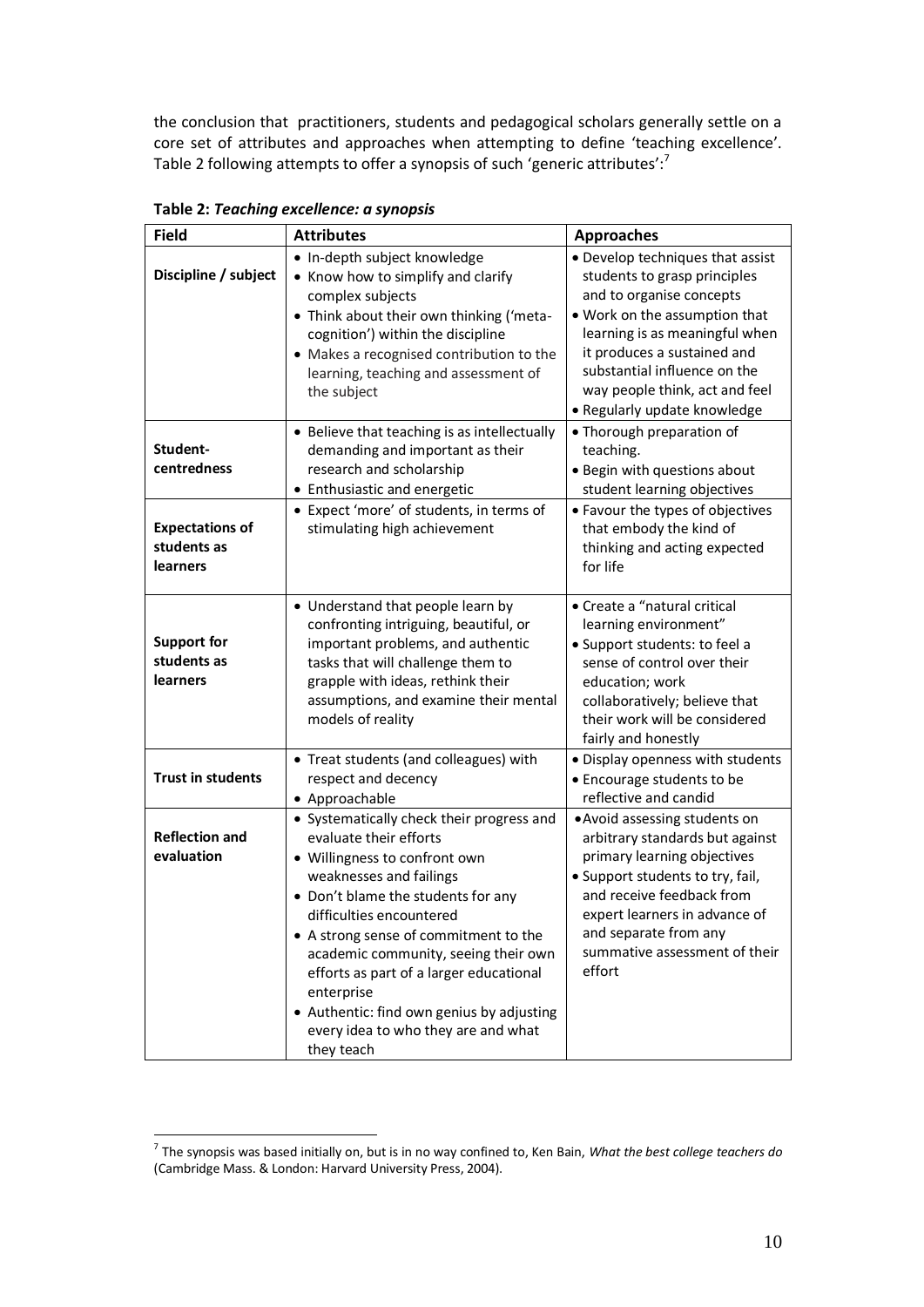the conclusion that practitioners, students and pedagogical scholars generally settle on a core set of attributes and approaches when attempting to define 'teaching excellence'. Table 2 following attempts to offer a synopsis of such 'generic attributes':[7]

**Table 2: *Teaching excellence: a synopsis***

| Field | Attributes | Approaches |
|---|---|---|
| **Discipline / subject** | • In-depth subject knowledge<br>• Know how to simplify and clarify complex subjects<br>• Think about their own thinking ('meta-cognition') within the discipline<br>• Makes a recognised contribution to the learning, teaching and assessment of the subject | • Develop techniques that assist students to grasp principles and to organise concepts<br>• Work on the assumption that learning is as meaningful when it produces a sustained and substantial influence on the way people think, act and feel<br>• Regularly update knowledge |
| **Student-centredness** | • Believe that teaching is as intellectually demanding and important as their research and scholarship<br>• Enthusiastic and energetic | • Thorough preparation of teaching.<br>• Begin with questions about student learning objectives |
| **Expectations of students as learners** | • Expect 'more' of students, in terms of stimulating high achievement | • Favour the types of objectives that embody the kind of thinking and acting expected for life |
| **Support for students as learners** | • Understand that people learn by confronting intriguing, beautiful, or important problems, and authentic tasks that will challenge them to grapple with ideas, rethink their assumptions, and examine their mental models of reality | • Create a "natural critical learning environment"<br>• Support students: to feel a sense of control over their education; work collaboratively; believe that their work will be considered fairly and honestly |
| **Trust in students** | • Treat students (and colleagues) with respect and decency<br>• Approachable | • Display openness with students<br>• Encourage students to be reflective and candid |
| **Reflection and evaluation** | • Systematically check their progress and evaluate their efforts<br>• Willingness to confront own weaknesses and failings<br>• Don't blame the students for any difficulties encountered<br>• A strong sense of commitment to the academic community, seeing their own efforts as part of a larger educational enterprise<br>• Authentic: find own genius by adjusting every idea to who they are and what they teach | • Avoid assessing students on arbitrary standards but against primary learning objectives<br>• Support students to try, fail, and receive feedback from expert learners in advance of and separate from any summative assessment of their effort |

[7] The synopsis was based initially on, but is in no way confined to, Ken Bain, *What the best college teachers do* (Cambridge Mass. & London: Harvard University Press, 2004).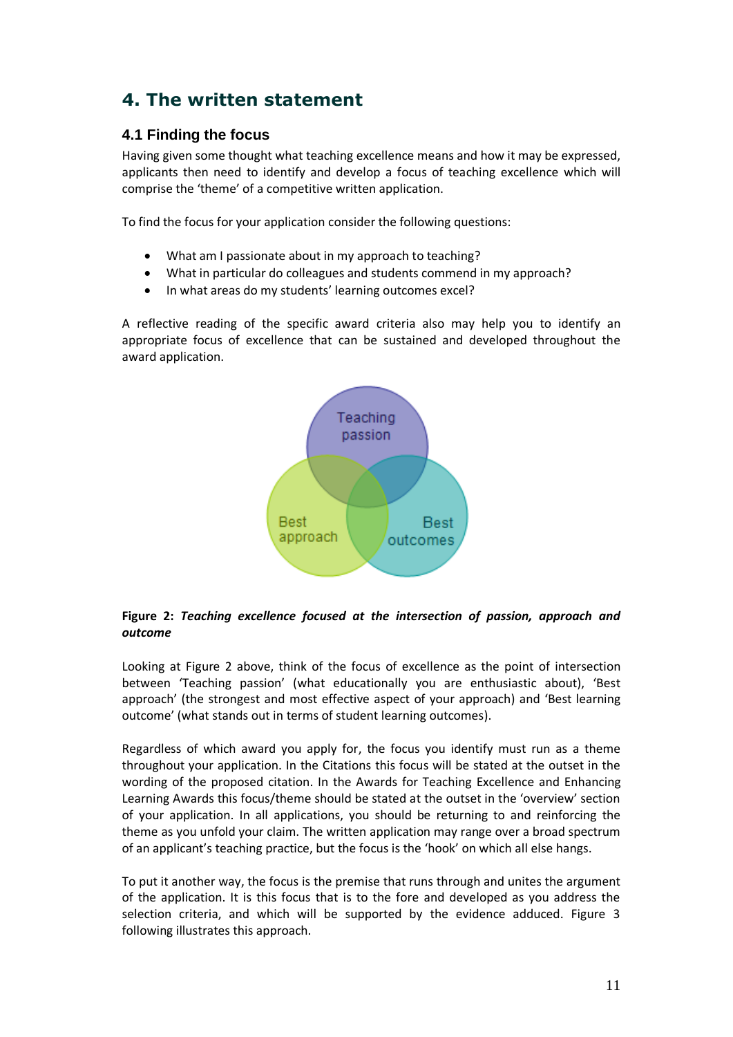# 4. The written statement

## 4.1 Finding the focus

Having given some thought what teaching excellence means and how it may be expressed, applicants then need to identify and develop a focus of teaching excellence which will comprise the 'theme' of a competitive written application.

To find the focus for your application consider the following questions:

- What am I passionate about in my approach to teaching?
- What in particular do colleagues and students commend in my approach?
- In what areas do my students' learning outcomes excel?

A reflective reading of the specific award criteria also may help you to identify an appropriate focus of excellence that can be sustained and developed throughout the award application.

**Figure 2:** ***Teaching excellence focused at the intersection of passion, approach and outcome***

Looking at Figure 2 above, think of the focus of excellence as the point of intersection between 'Teaching passion' (what educationally you are enthusiastic about), 'Best approach' (the strongest and most effective aspect of your approach) and 'Best learning outcome' (what stands out in terms of student learning outcomes).

Regardless of which award you apply for, the focus you identify must run as a theme throughout your application. In the Citations this focus will be stated at the outset in the wording of the proposed citation. In the Awards for Teaching Excellence and Enhancing Learning Awards this focus/theme should be stated at the outset in the 'overview' section of your application. In all applications, you should be returning to and reinforcing the theme as you unfold your claim. The written application may range over a broad spectrum of an applicant's teaching practice, but the focus is the 'hook' on which all else hangs.

To put it another way, the focus is the premise that runs through and unites the argument of the application. It is this focus that is to the fore and developed as you address the selection criteria, and which will be supported by the evidence adduced. Figure 3 following illustrates this approach.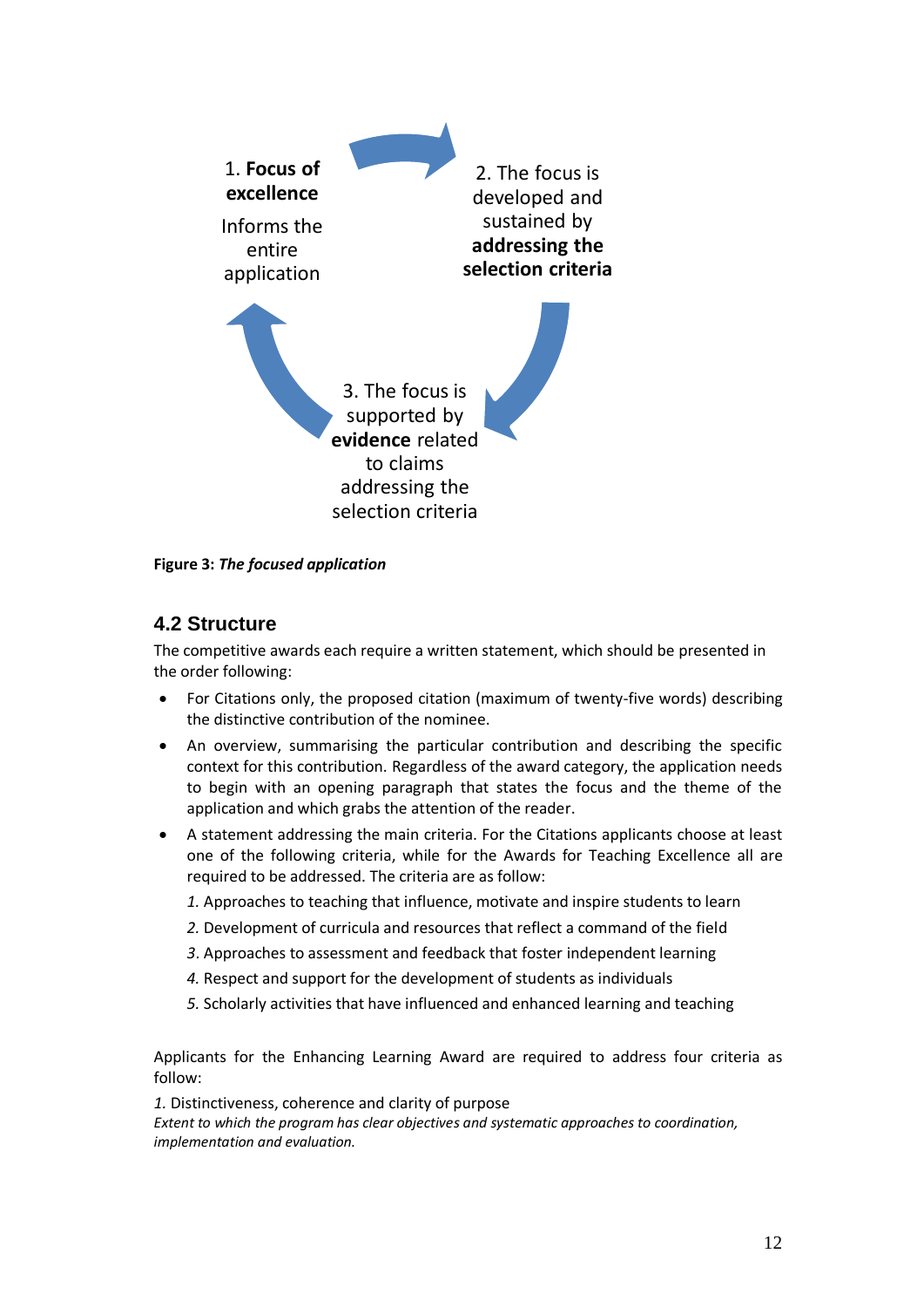1. **Focus of excellence**

Informs the entire application

2. The focus is developed and sustained by **addressing the selection criteria**

3. The focus is supported by **evidence** related to claims addressing the selection criteria

**Figure 3:** ***The focused application***

## 4.2 Structure

The competitive awards each require a written statement, which should be presented in the order following:

- For Citations only, the proposed citation (maximum of twenty-five words) describing the distinctive contribution of the nominee.
- An overview, summarising the particular contribution and describing the specific context for this contribution. Regardless of the award category, the application needs to begin with an opening paragraph that states the focus and the theme of the application and which grabs the attention of the reader.
- A statement addressing the main criteria. For the Citations applicants choose at least one of the following criteria, while for the Awards for Teaching Excellence all are required to be addressed. The criteria are as follow:

  *1.* Approaches to teaching that influence, motivate and inspire students to learn

  *2.* Development of curricula and resources that reflect a command of the field

  *3*. Approaches to assessment and feedback that foster independent learning

  *4.* Respect and support for the development of students as individuals

  *5.* Scholarly activities that have influenced and enhanced learning and teaching

Applicants for the Enhancing Learning Award are required to address four criteria as follow:

*1.* Distinctiveness, coherence and clarity of purpose
*Extent to which the program has clear objectives and systematic approaches to coordination, implementation and evaluation.*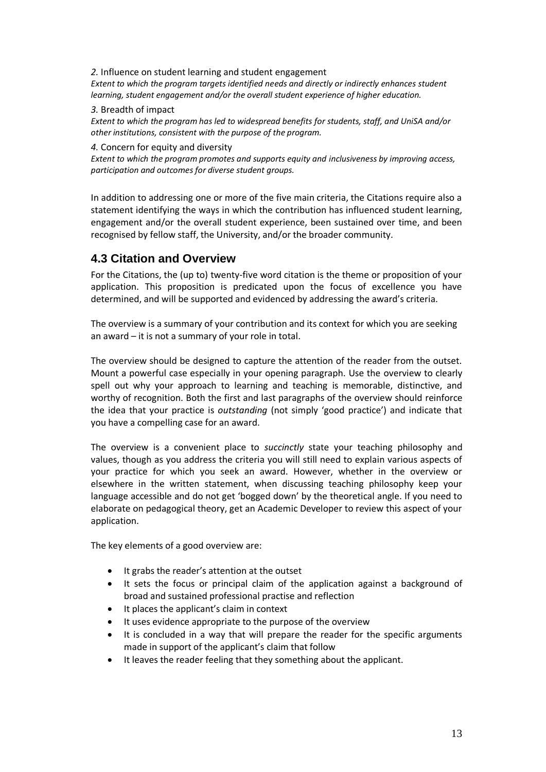*2.* Influence on student learning and student engagement

*Extent to which the program targets identified needs and directly or indirectly enhances student learning, student engagement and/or the overall student experience of higher education.*

*3.* Breadth of impact

*Extent to which the program has led to widespread benefits for students, staff, and UniSA and/or other institutions, consistent with the purpose of the program.*

*4.* Concern for equity and diversity

*Extent to which the program promotes and supports equity and inclusiveness by improving access, participation and outcomes for diverse student groups.*

In addition to addressing one or more of the five main criteria, the Citations require also a statement identifying the ways in which the contribution has influenced student learning, engagement and/or the overall student experience, been sustained over time, and been recognised by fellow staff, the University, and/or the broader community.

## 4.3 Citation and Overview

For the Citations, the (up to) twenty-five word citation is the theme or proposition of your application. This proposition is predicated upon the focus of excellence you have determined, and will be supported and evidenced by addressing the award's criteria.

The overview is a summary of your contribution and its context for which you are seeking an award – it is not a summary of your role in total.

The overview should be designed to capture the attention of the reader from the outset. Mount a powerful case especially in your opening paragraph. Use the overview to clearly spell out why your approach to learning and teaching is memorable, distinctive, and worthy of recognition. Both the first and last paragraphs of the overview should reinforce the idea that your practice is *outstanding* (not simply 'good practice') and indicate that you have a compelling case for an award.

The overview is a convenient place to *succinctly* state your teaching philosophy and values, though as you address the criteria you will still need to explain various aspects of your practice for which you seek an award. However, whether in the overview or elsewhere in the written statement, when discussing teaching philosophy keep your language accessible and do not get 'bogged down' by the theoretical angle. If you need to elaborate on pedagogical theory, get an Academic Developer to review this aspect of your application.

The key elements of a good overview are:

- It grabs the reader's attention at the outset
- It sets the focus or principal claim of the application against a background of broad and sustained professional practise and reflection
- It places the applicant's claim in context
- It uses evidence appropriate to the purpose of the overview
- It is concluded in a way that will prepare the reader for the specific arguments made in support of the applicant's claim that follow
- It leaves the reader feeling that they something about the applicant.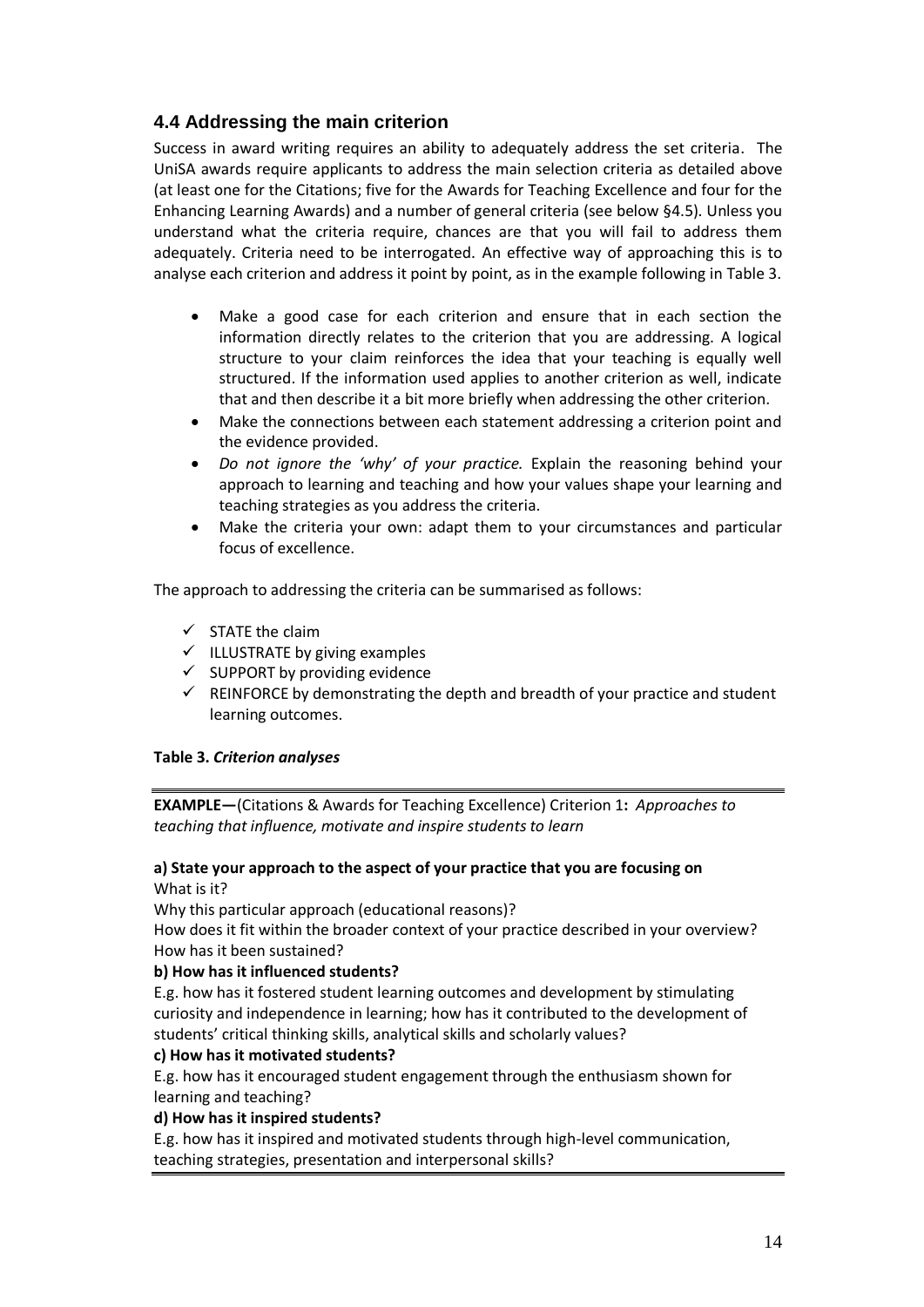## 4.4 Addressing the main criterion

Success in award writing requires an ability to adequately address the set criteria. The UniSA awards require applicants to address the main selection criteria as detailed above (at least one for the Citations; five for the Awards for Teaching Excellence and four for the Enhancing Learning Awards) and a number of general criteria (see below §4.5). Unless you understand what the criteria require, chances are that you will fail to address them adequately. Criteria need to be interrogated. An effective way of approaching this is to analyse each criterion and address it point by point, as in the example following in Table 3.

- Make a good case for each criterion and ensure that in each section the information directly relates to the criterion that you are addressing. A logical structure to your claim reinforces the idea that your teaching is equally well structured. If the information used applies to another criterion as well, indicate that and then describe it a bit more briefly when addressing the other criterion.
- Make the connections between each statement addressing a criterion point and the evidence provided.
- *Do not ignore the 'why' of your practice.* Explain the reasoning behind your approach to learning and teaching and how your values shape your learning and teaching strategies as you address the criteria.
- Make the criteria your own: adapt them to your circumstances and particular focus of excellence.

The approach to addressing the criteria can be summarised as follows:

- ✓ STATE the claim
- ✓ ILLUSTRATE by giving examples
- ✓ SUPPORT by providing evidence
- ✓ REINFORCE by demonstrating the depth and breadth of your practice and student learning outcomes.

**Table 3.** ***Criterion analyses***

**EXAMPLE—**(Citations & Awards for Teaching Excellence) Criterion 1**:** *Approaches to teaching that influence, motivate and inspire students to learn*

**a) State your approach to the aspect of your practice that you are focusing on**
What is it?
Why this particular approach (educational reasons)?
How does it fit within the broader context of your practice described in your overview?
How has it been sustained?

**b) How has it influenced students?**
E.g. how has it fostered student learning outcomes and development by stimulating curiosity and independence in learning; how has it contributed to the development of students' critical thinking skills, analytical skills and scholarly values?

**c) How has it motivated students?**
E.g. how has it encouraged student engagement through the enthusiasm shown for learning and teaching?

**d) How has it inspired students?**
E.g. how has it inspired and motivated students through high-level communication, teaching strategies, presentation and interpersonal skills?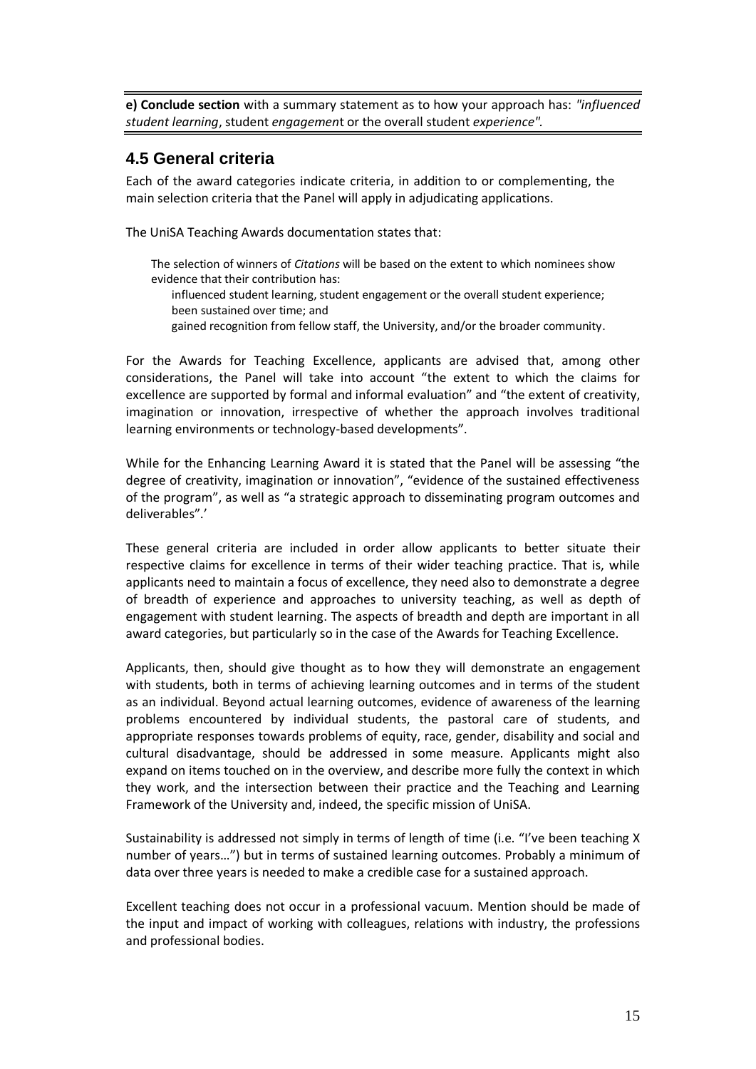**e) Conclude section** with a summary statement as to how your approach has: *"influenced student learning*, student *engagemen*t or the overall student *experience".*

## 4.5 General criteria

Each of the award categories indicate criteria, in addition to or complementing, the main selection criteria that the Panel will apply in adjudicating applications.

The UniSA Teaching Awards documentation states that:

> The selection of winners of *Citations* will be based on the extent to which nominees show evidence that their contribution has:
>
> influenced student learning, student engagement or the overall student experience;
> been sustained over time; and
> gained recognition from fellow staff, the University, and/or the broader community.

For the Awards for Teaching Excellence, applicants are advised that, among other considerations, the Panel will take into account "the extent to which the claims for excellence are supported by formal and informal evaluation" and "the extent of creativity, imagination or innovation, irrespective of whether the approach involves traditional learning environments or technology-based developments".

While for the Enhancing Learning Award it is stated that the Panel will be assessing "the degree of creativity, imagination or innovation", "evidence of the sustained effectiveness of the program", as well as "a strategic approach to disseminating program outcomes and deliverables".'

These general criteria are included in order allow applicants to better situate their respective claims for excellence in terms of their wider teaching practice. That is, while applicants need to maintain a focus of excellence, they need also to demonstrate a degree of breadth of experience and approaches to university teaching, as well as depth of engagement with student learning. The aspects of breadth and depth are important in all award categories, but particularly so in the case of the Awards for Teaching Excellence.

Applicants, then, should give thought as to how they will demonstrate an engagement with students, both in terms of achieving learning outcomes and in terms of the student as an individual. Beyond actual learning outcomes, evidence of awareness of the learning problems encountered by individual students, the pastoral care of students, and appropriate responses towards problems of equity, race, gender, disability and social and cultural disadvantage, should be addressed in some measure. Applicants might also expand on items touched on in the overview, and describe more fully the context in which they work, and the intersection between their practice and the Teaching and Learning Framework of the University and, indeed, the specific mission of UniSA.

Sustainability is addressed not simply in terms of length of time (i.e. "I've been teaching X number of years…") but in terms of sustained learning outcomes. Probably a minimum of data over three years is needed to make a credible case for a sustained approach.

Excellent teaching does not occur in a professional vacuum. Mention should be made of the input and impact of working with colleagues, relations with industry, the professions and professional bodies.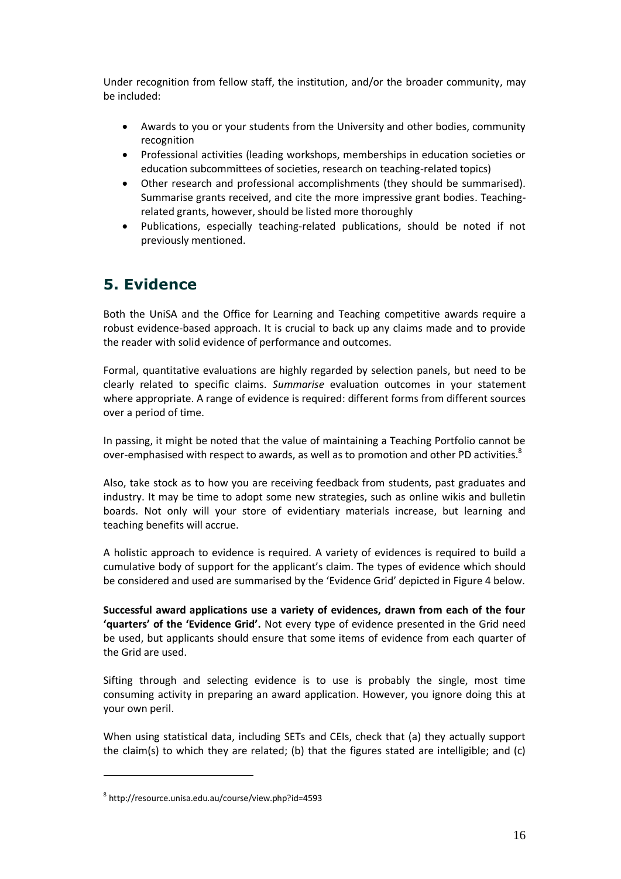Under recognition from fellow staff, the institution, and/or the broader community, may be included:

- Awards to you or your students from the University and other bodies, community recognition
- Professional activities (leading workshops, memberships in education societies or education subcommittees of societies, research on teaching-related topics)
- Other research and professional accomplishments (they should be summarised). Summarise grants received, and cite the more impressive grant bodies. Teaching-related grants, however, should be listed more thoroughly
- Publications, especially teaching-related publications, should be noted if not previously mentioned.

## 5. Evidence

Both the UniSA and the Office for Learning and Teaching competitive awards require a robust evidence-based approach. It is crucial to back up any claims made and to provide the reader with solid evidence of performance and outcomes.

Formal, quantitative evaluations are highly regarded by selection panels, but need to be clearly related to specific claims. *Summarise* evaluation outcomes in your statement where appropriate. A range of evidence is required: different forms from different sources over a period of time.

In passing, it might be noted that the value of maintaining a Teaching Portfolio cannot be over-emphasised with respect to awards, as well as to promotion and other PD activities.[8]

Also, take stock as to how you are receiving feedback from students, past graduates and industry. It may be time to adopt some new strategies, such as online wikis and bulletin boards. Not only will your store of evidentiary materials increase, but learning and teaching benefits will accrue.

A holistic approach to evidence is required. A variety of evidences is required to build a cumulative body of support for the applicant's claim. The types of evidence which should be considered and used are summarised by the 'Evidence Grid' depicted in Figure 4 below.

**Successful award applications use a variety of evidences, drawn from each of the four 'quarters' of the 'Evidence Grid'.** Not every type of evidence presented in the Grid need be used, but applicants should ensure that some items of evidence from each quarter of the Grid are used.

Sifting through and selecting evidence is to use is probably the single, most time consuming activity in preparing an award application. However, you ignore doing this at your own peril.

When using statistical data, including SETs and CEIs, check that (a) they actually support the claim(s) to which they are related; (b) that the figures stated are intelligible; and (c)

---

[8] http://resource.unisa.edu.au/course/view.php?id=4593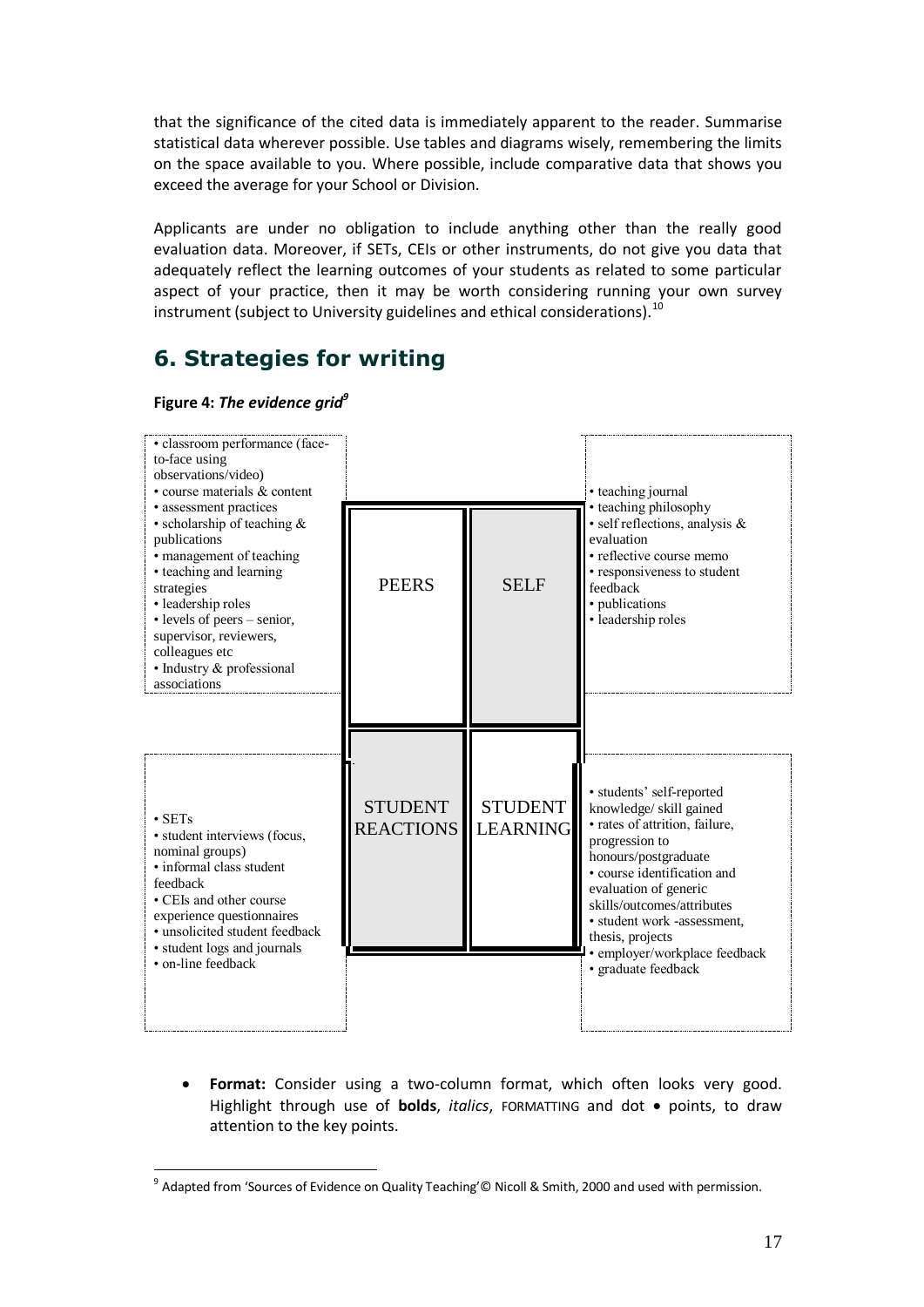that the significance of the cited data is immediately apparent to the reader. Summarise statistical data wherever possible. Use tables and diagrams wisely, remembering the limits on the space available to you. Where possible, include comparative data that shows you exceed the average for your School or Division.

Applicants are under no obligation to include anything other than the really good evaluation data. Moreover, if SETs, CEIs or other instruments, do not give you data that adequately reflect the learning outcomes of your students as related to some particular aspect of your practice, then it may be worth considering running your own survey instrument (subject to University guidelines and ethical considerations).[10]

## 6. Strategies for writing

**Figure 4:** ***The evidence grid***[9]

| Evidence | | | Evidence |
|---|---|---|---|
| • classroom performance (face-to-face using observations/video)<br>• course materials & content<br>• assessment practices<br>• scholarship of teaching & publications<br>• management of teaching<br>• teaching and learning strategies<br>• leadership roles<br>• levels of peers – senior, supervisor, reviewers, colleagues etc<br>• Industry & professional associations | PEERS | SELF | • teaching journal<br>• teaching philosophy<br>• self reflections, analysis & evaluation<br>• reflective course memo<br>• responsiveness to student feedback<br>• publications<br>• leadership roles |
| • SETs<br>• student interviews (focus, nominal groups)<br>• informal class student feedback<br>• CEIs and other course experience questionnaires<br>• unsolicited student feedback<br>• student logs and journals<br>• on-line feedback | STUDENT REACTIONS | STUDENT LEARNING | • students' self-reported knowledge/ skill gained<br>• rates of attrition, failure, progression to honours/postgraduate<br>• course identification and evaluation of generic skills/outcomes/attributes<br>• student work -assessment, thesis, projects<br>• employer/workplace feedback<br>• graduate feedback |

- **Format:** Consider using a two-column format, which often looks very good. Highlight through use of **bolds**, *italics*, FORMATTING and dot • points, to draw attention to the key points.

[9] Adapted from 'Sources of Evidence on Quality Teaching'© Nicoll & Smith, 2000 and used with permission.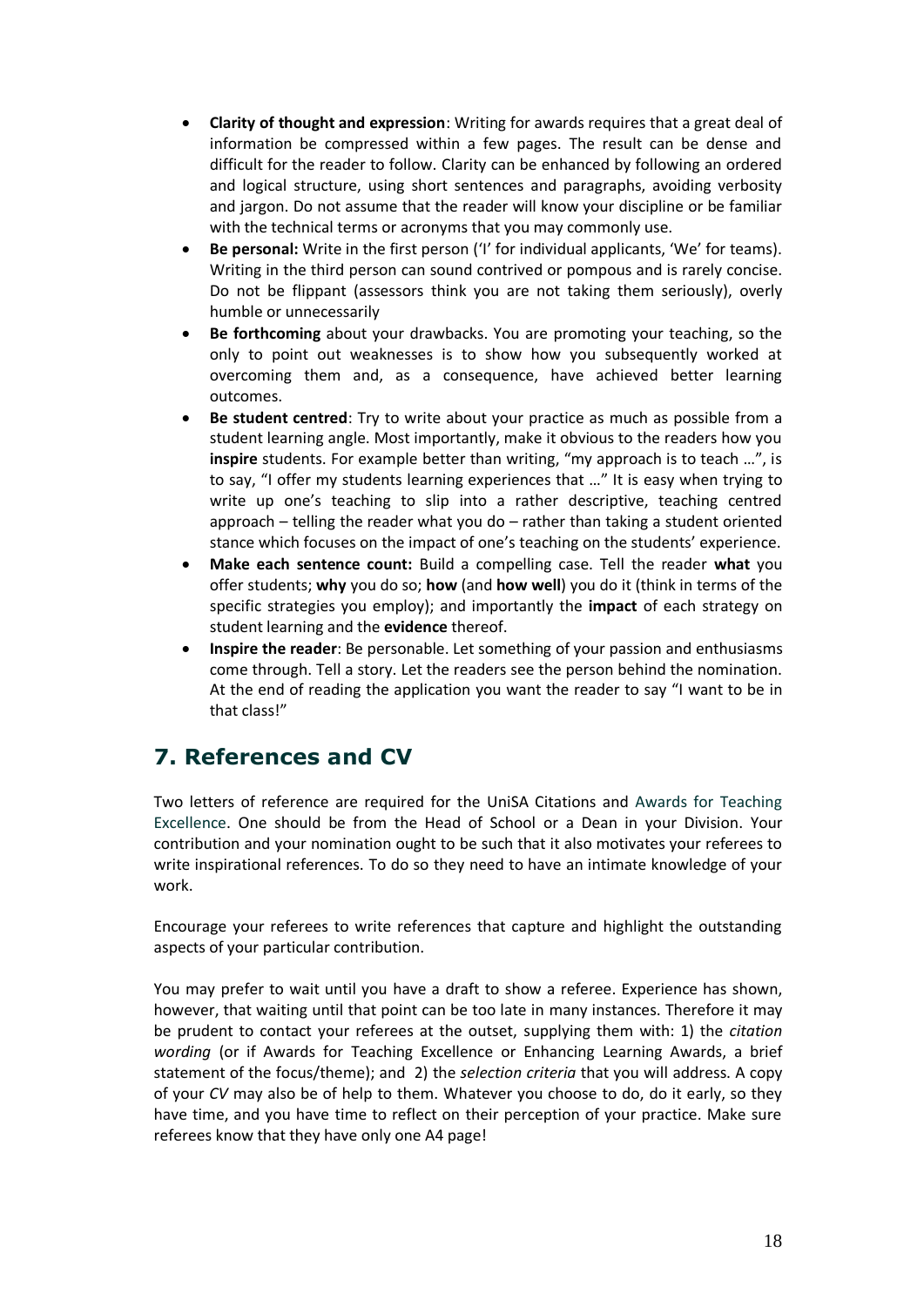- **Clarity of thought and expression**: Writing for awards requires that a great deal of information be compressed within a few pages. The result can be dense and difficult for the reader to follow. Clarity can be enhanced by following an ordered and logical structure, using short sentences and paragraphs, avoiding verbosity and jargon. Do not assume that the reader will know your discipline or be familiar with the technical terms or acronyms that you may commonly use.
- **Be personal:** Write in the first person ('I' for individual applicants, 'We' for teams). Writing in the third person can sound contrived or pompous and is rarely concise. Do not be flippant (assessors think you are not taking them seriously), overly humble or unnecessarily
- **Be forthcoming** about your drawbacks. You are promoting your teaching, so the only to point out weaknesses is to show how you subsequently worked at overcoming them and, as a consequence, have achieved better learning outcomes.
- **Be student centred**: Try to write about your practice as much as possible from a student learning angle. Most importantly, make it obvious to the readers how you **inspire** students. For example better than writing, "my approach is to teach …", is to say, "I offer my students learning experiences that …" It is easy when trying to write up one's teaching to slip into a rather descriptive, teaching centred approach – telling the reader what you do – rather than taking a student oriented stance which focuses on the impact of one's teaching on the students' experience.
- **Make each sentence count:** Build a compelling case. Tell the reader **what** you offer students; **why** you do so; **how** (and **how well**) you do it (think in terms of the specific strategies you employ); and importantly the **impact** of each strategy on student learning and the **evidence** thereof.
- **Inspire the reader**: Be personable. Let something of your passion and enthusiasms come through. Tell a story. Let the readers see the person behind the nomination. At the end of reading the application you want the reader to say "I want to be in that class!"

## 7. References and CV

Two letters of reference are required for the UniSA Citations and Awards for Teaching Excellence. One should be from the Head of School or a Dean in your Division. Your contribution and your nomination ought to be such that it also motivates your referees to write inspirational references. To do so they need to have an intimate knowledge of your work.

Encourage your referees to write references that capture and highlight the outstanding aspects of your particular contribution.

You may prefer to wait until you have a draft to show a referee. Experience has shown, however, that waiting until that point can be too late in many instances. Therefore it may be prudent to contact your referees at the outset, supplying them with: 1) the *citation wording* (or if Awards for Teaching Excellence or Enhancing Learning Awards, a brief statement of the focus/theme); and 2) the *selection criteria* that you will address. A copy of your *CV* may also be of help to them. Whatever you choose to do, do it early, so they have time, and you have time to reflect on their perception of your practice. Make sure referees know that they have only one A4 page!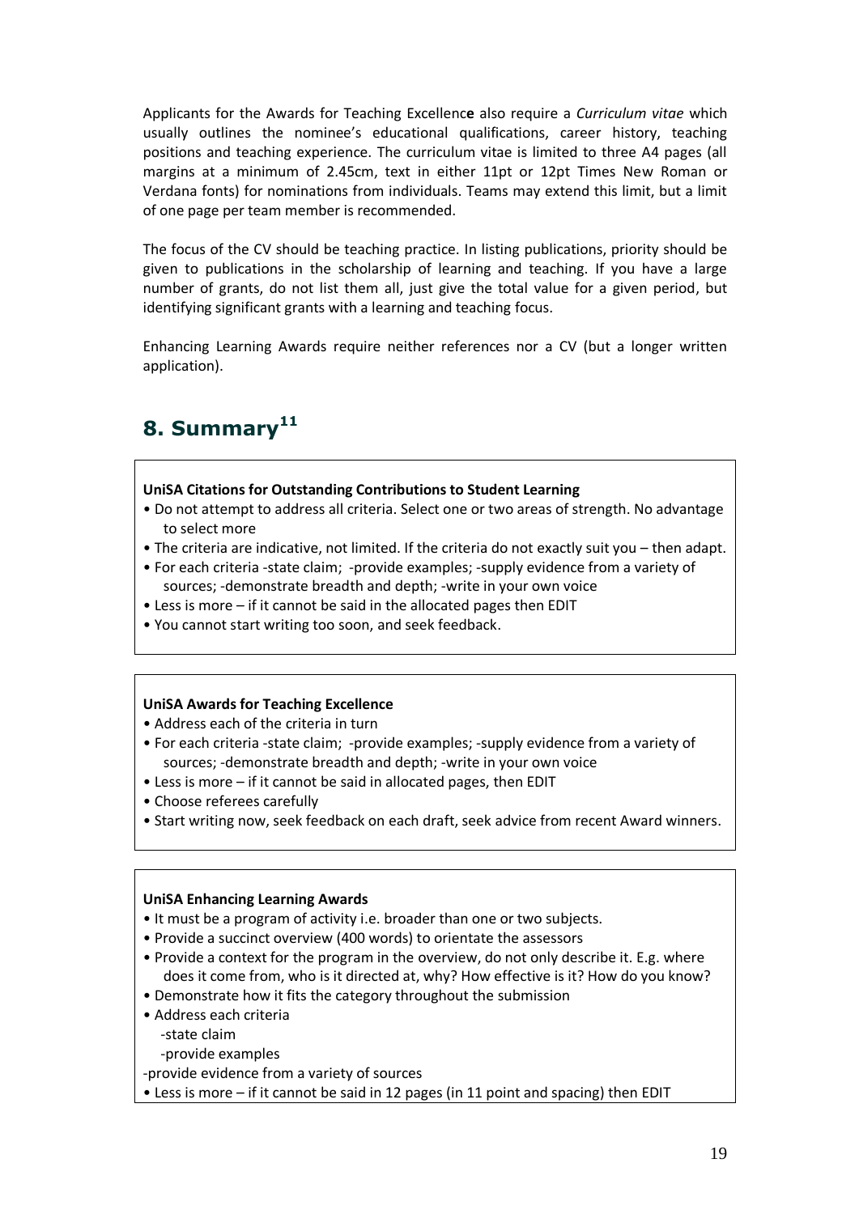Applicants for the Awards for Teaching Excellence also require a *Curriculum vitae* which usually outlines the nominee's educational qualifications, career history, teaching positions and teaching experience. The curriculum vitae is limited to three A4 pages (all margins at a minimum of 2.45cm, text in either 11pt or 12pt Times New Roman or Verdana fonts) for nominations from individuals. Teams may extend this limit, but a limit of one page per team member is recommended.

The focus of the CV should be teaching practice. In listing publications, priority should be given to publications in the scholarship of learning and teaching. If you have a large number of grants, do not list them all, just give the total value for a given period, but identifying significant grants with a learning and teaching focus.

Enhancing Learning Awards require neither references nor a CV (but a longer written application).

# 8. Summary[11]

**UniSA Citations for Outstanding Contributions to Student Learning**

- Do not attempt to address all criteria. Select one or two areas of strength. No advantage to select more
- The criteria are indicative, not limited. If the criteria do not exactly suit you – then adapt.
- For each criteria -state claim; -provide examples; -supply evidence from a variety of sources; -demonstrate breadth and depth; -write in your own voice
- Less is more – if it cannot be said in the allocated pages then EDIT
- You cannot start writing too soon, and seek feedback.

**UniSA Awards for Teaching Excellence**

- Address each of the criteria in turn
- For each criteria -state claim; -provide examples; -supply evidence from a variety of sources; -demonstrate breadth and depth; -write in your own voice
- Less is more – if it cannot be said in allocated pages, then EDIT
- Choose referees carefully
- Start writing now, seek feedback on each draft, seek advice from recent Award winners.

**UniSA Enhancing Learning Awards**

- It must be a program of activity i.e. broader than one or two subjects.
- Provide a succinct overview (400 words) to orientate the assessors
- Provide a context for the program in the overview, do not only describe it. E.g. where does it come from, who is it directed at, why? How effective is it? How do you know?
- Demonstrate how it fits the category throughout the submission
- Address each criteria
  - -state claim
  - -provide examples

-provide evidence from a variety of sources

- Less is more – if it cannot be said in 12 pages (in 11 point and spacing) then EDIT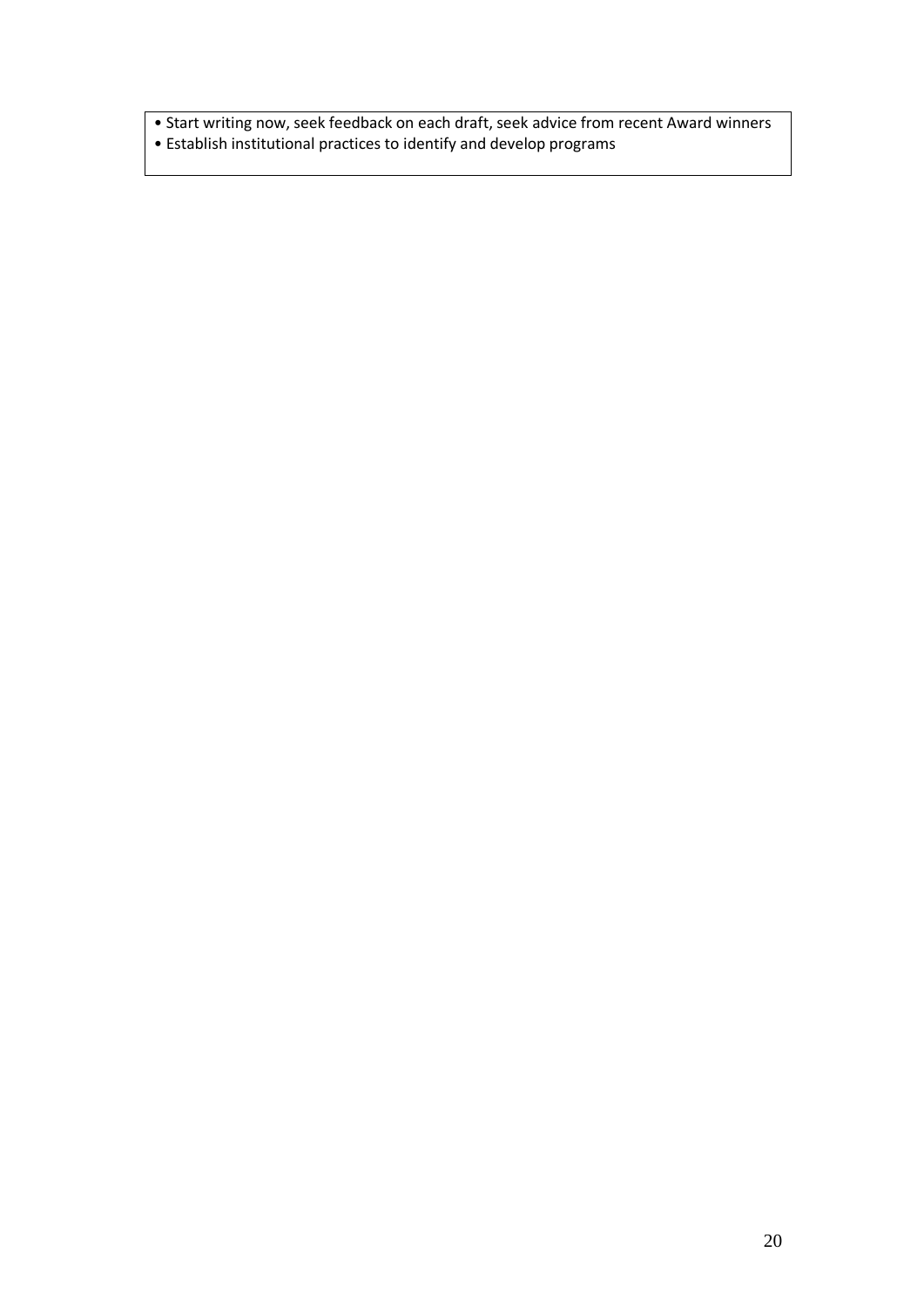- Start writing now, seek feedback on each draft, seek advice from recent Award winners
- Establish institutional practices to identify and develop programs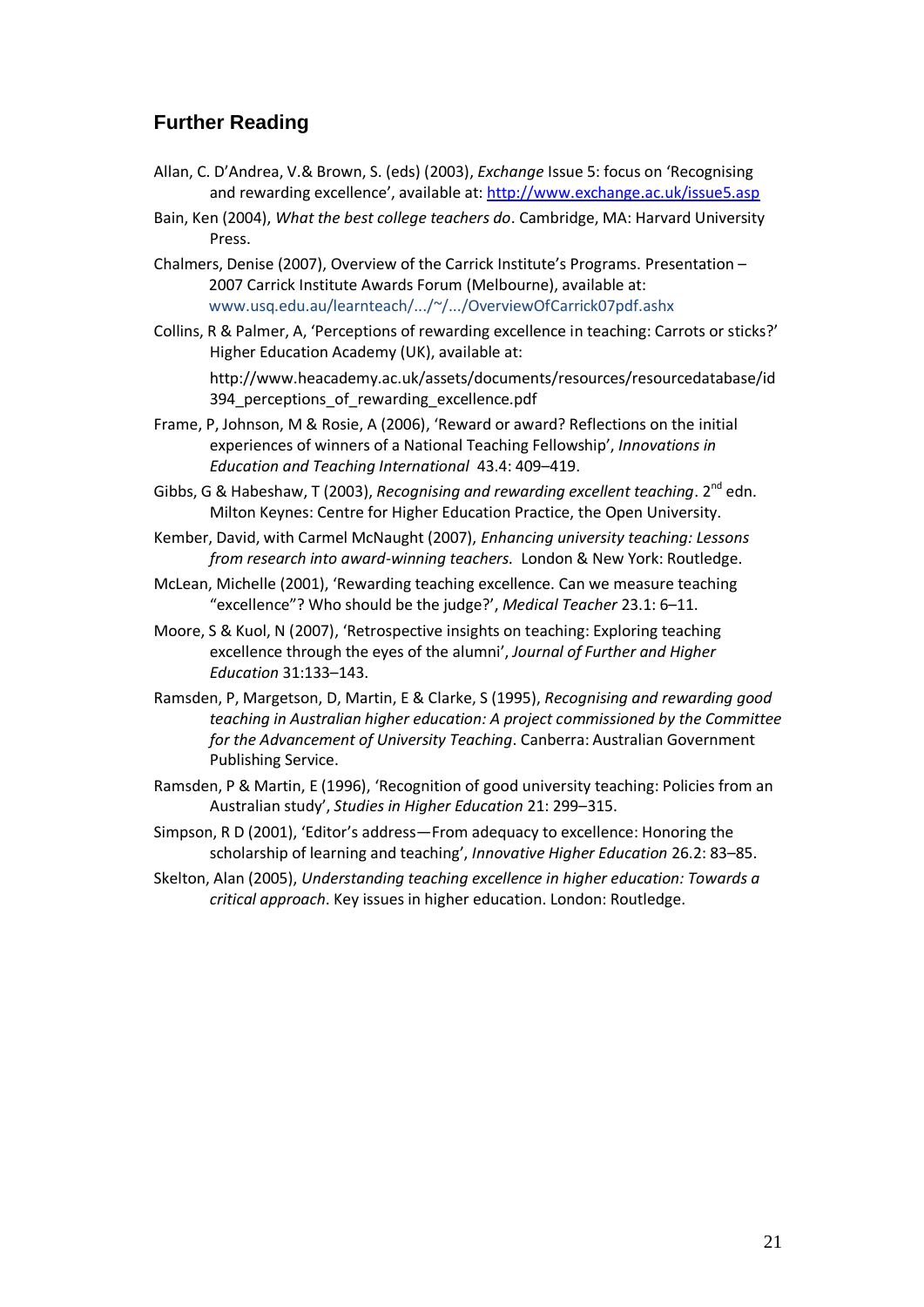## Further Reading

Allan, C. D'Andrea, V.& Brown, S. (eds) (2003), *Exchange* Issue 5: focus on 'Recognising and rewarding excellence', available at: http://www.exchange.ac.uk/issue5.asp

Bain, Ken (2004), *What the best college teachers do*. Cambridge, MA: Harvard University Press.

Chalmers, Denise (2007), Overview of the Carrick Institute's Programs. Presentation – 2007 Carrick Institute Awards Forum (Melbourne), available at: www.usq.edu.au/learnteach/.../~/.../OverviewOfCarrick07pdf.ashx

Collins, R & Palmer, A, 'Perceptions of rewarding excellence in teaching: Carrots or sticks?' Higher Education Academy (UK), available at:

http://www.heacademy.ac.uk/assets/documents/resources/resourcedatabase/id394_perceptions_of_rewarding_excellence.pdf

Frame, P, Johnson, M & Rosie, A (2006), 'Reward or award? Reflections on the initial experiences of winners of a National Teaching Fellowship', *Innovations in Education and Teaching International* 43.4: 409–419.

Gibbs, G & Habeshaw, T (2003), *Recognising and rewarding excellent teaching*. 2nd edn. Milton Keynes: Centre for Higher Education Practice, the Open University.

Kember, David, with Carmel McNaught (2007), *Enhancing university teaching: Lessons from research into award-winning teachers.* London & New York: Routledge.

McLean, Michelle (2001), 'Rewarding teaching excellence. Can we measure teaching "excellence"? Who should be the judge?', *Medical Teacher* 23.1: 6–11.

Moore, S & Kuol, N (2007), 'Retrospective insights on teaching: Exploring teaching excellence through the eyes of the alumni', *Journal of Further and Higher Education* 31:133–143.

Ramsden, P, Margetson, D, Martin, E & Clarke, S (1995), *Recognising and rewarding good teaching in Australian higher education: A project commissioned by the Committee for the Advancement of University Teaching*. Canberra: Australian Government Publishing Service.

Ramsden, P & Martin, E (1996), 'Recognition of good university teaching: Policies from an Australian study', *Studies in Higher Education* 21: 299–315.

Simpson, R D (2001), 'Editor's address—From adequacy to excellence: Honoring the scholarship of learning and teaching', *Innovative Higher Education* 26.2: 83–85.

Skelton, Alan (2005), *Understanding teaching excellence in higher education: Towards a critical approach*. Key issues in higher education. London: Routledge.